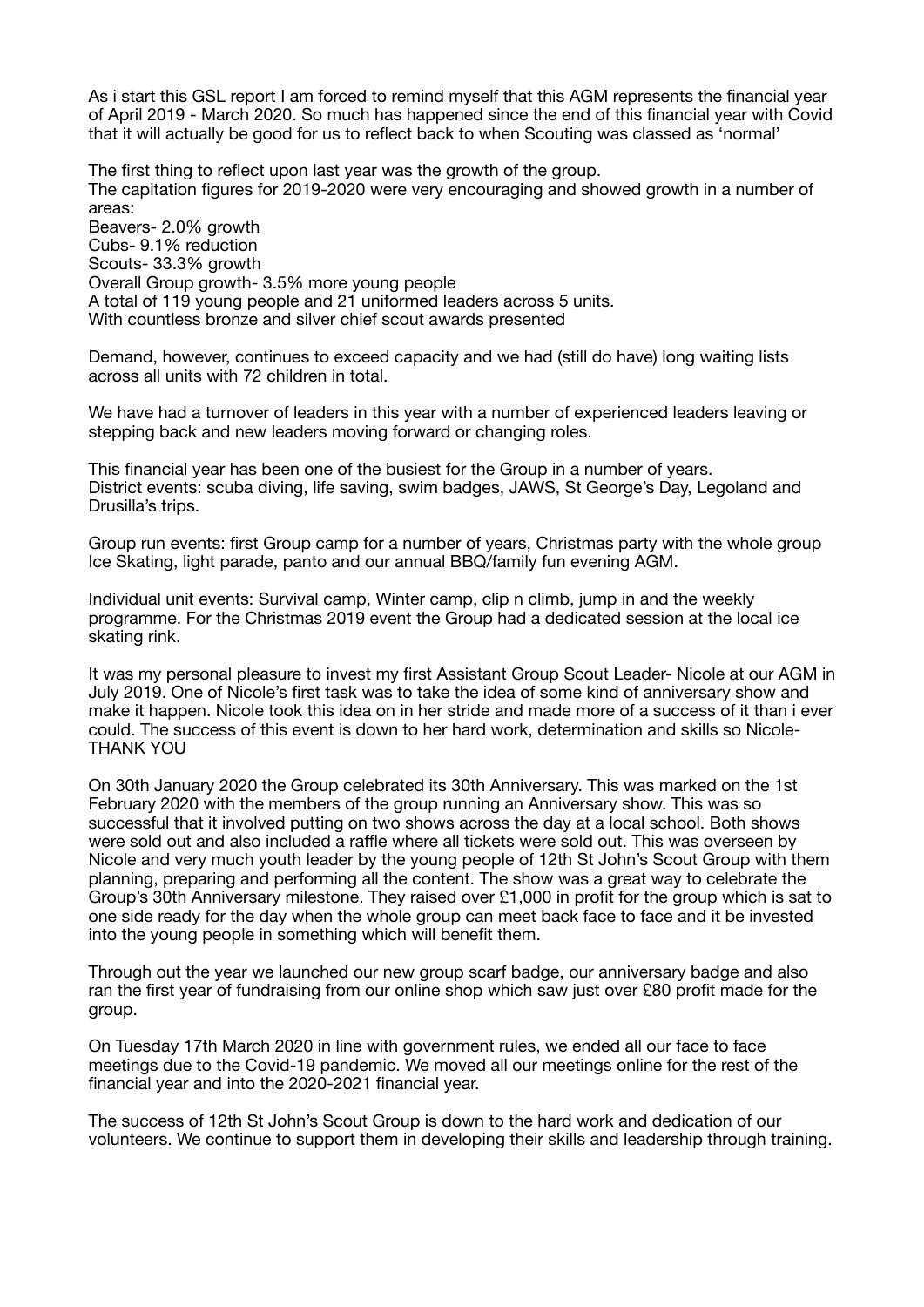As i start this GSL report I am forced to remind myself that this AGM represents the financial year of April 2019 - March 2020. So much has happened since the end of this financial year with Covid that it will actually be good for us to reflect back to when Scouting was classed as 'normal'

The first thing to reflect upon last year was the growth of the group.
The capitation figures for 2019-2020 were very encouraging and showed growth in a number of areas:
Beavers- 2.0% growth
Cubs- 9.1% reduction
Scouts- 33.3% growth
Overall Group growth- 3.5% more young people
A total of 119 young people and 21 uniformed leaders across 5 units.
With countless bronze and silver chief scout awards presented

Demand, however, continues to exceed capacity and we had (still do have) long waiting lists across all units with 72 children in total.

We have had a turnover of leaders in this year with a number of experienced leaders leaving or stepping back and new leaders moving forward or changing roles.

This financial year has been one of the busiest for the Group in a number of years.
District events: scuba diving, life saving, swim badges, JAWS, St George's Day, Legoland and Drusilla's trips.

Group run events: first Group camp for a number of years, Christmas party with the whole group Ice Skating, light parade, panto and our annual BBQ/family fun evening AGM.

Individual unit events: Survival camp, Winter camp, clip n climb, jump in and the weekly programme. For the Christmas 2019 event the Group had a dedicated session at the local ice skating rink.

It was my personal pleasure to invest my first Assistant Group Scout Leader- Nicole at our AGM in July 2019. One of Nicole's first task was to take the idea of some kind of anniversary show and make it happen. Nicole took this idea on in her stride and made more of a success of it than i ever could. The success of this event is down to her hard work, determination and skills so Nicole- THANK YOU

On 30th January 2020 the Group celebrated its 30th Anniversary. This was marked on the 1st February 2020 with the members of the group running an Anniversary show. This was so successful that it involved putting on two shows across the day at a local school. Both shows were sold out and also included a raffle where all tickets were sold out. This was overseen by Nicole and very much youth leader by the young people of 12th St John's Scout Group with them planning, preparing and performing all the content. The show was a great way to celebrate the Group's 30th Anniversary milestone. They raised over £1,000 in profit for the group which is sat to one side ready for the day when the whole group can meet back face to face and it be invested into the young people in something which will benefit them.

Through out the year we launched our new group scarf badge, our anniversary badge and also ran the first year of fundraising from our online shop which saw just over £80 profit made for the group.

On Tuesday 17th March 2020 in line with government rules, we ended all our face to face meetings due to the Covid-19 pandemic. We moved all our meetings online for the rest of the financial year and into the 2020-2021 financial year.

The success of 12th St John's Scout Group is down to the hard work and dedication of our volunteers. We continue to support them in developing their skills and leadership through training.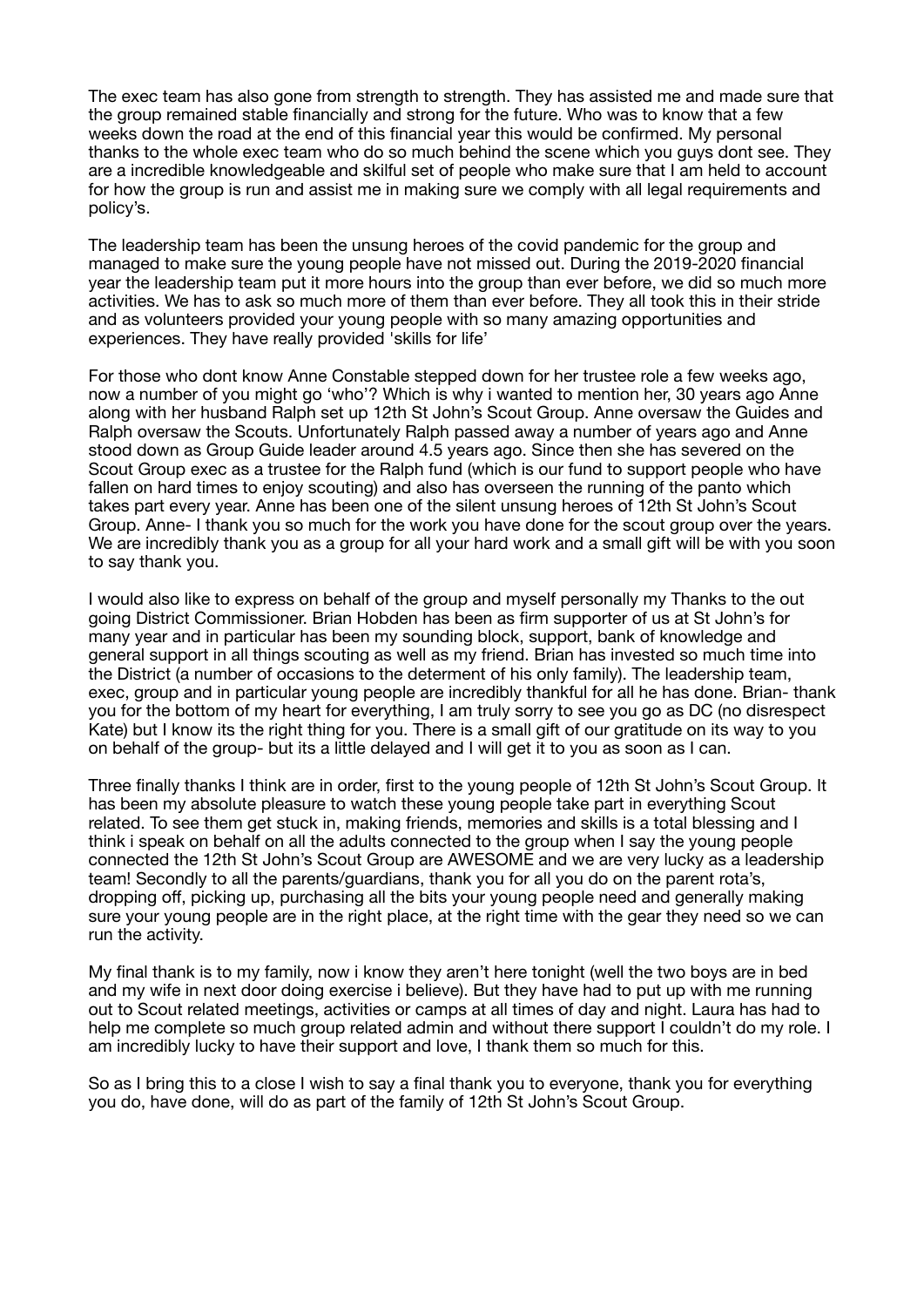The exec team has also gone from strength to strength. They has assisted me and made sure that the group remained stable financially and strong for the future. Who was to know that a few weeks down the road at the end of this financial year this would be confirmed. My personal thanks to the whole exec team who do so much behind the scene which you guys dont see. They are a incredible knowledgeable and skilful set of people who make sure that I am held to account for how the group is run and assist me in making sure we comply with all legal requirements and policy's.

The leadership team has been the unsung heroes of the covid pandemic for the group and managed to make sure the young people have not missed out. During the 2019-2020 financial year the leadership team put it more hours into the group than ever before, we did so much more activities. We has to ask so much more of them than ever before. They all took this in their stride and as volunteers provided your young people with so many amazing opportunities and experiences. They have really provided 'skills for life'

For those who dont know Anne Constable stepped down for her trustee role a few weeks ago, now a number of you might go 'who'? Which is why i wanted to mention her, 30 years ago Anne along with her husband Ralph set up 12th St John's Scout Group. Anne oversaw the Guides and Ralph oversaw the Scouts. Unfortunately Ralph passed away a number of years ago and Anne stood down as Group Guide leader around 4.5 years ago. Since then she has severed on the Scout Group exec as a trustee for the Ralph fund (which is our fund to support people who have fallen on hard times to enjoy scouting) and also has overseen the running of the panto which takes part every year. Anne has been one of the silent unsung heroes of 12th St John's Scout Group. Anne- I thank you so much for the work you have done for the scout group over the years. We are incredibly thank you as a group for all your hard work and a small gift will be with you soon to say thank you.

I would also like to express on behalf of the group and myself personally my Thanks to the out going District Commissioner. Brian Hobden has been as firm supporter of us at St John's for many year and in particular has been my sounding block, support, bank of knowledge and general support in all things scouting as well as my friend. Brian has invested so much time into the District (a number of occasions to the determent of his only family). The leadership team, exec, group and in particular young people are incredibly thankful for all he has done. Brian- thank you for the bottom of my heart for everything, I am truly sorry to see you go as DC (no disrespect Kate) but I know its the right thing for you. There is a small gift of our gratitude on its way to you on behalf of the group- but its a little delayed and I will get it to you as soon as I can.

Three finally thanks I think are in order, first to the young people of 12th St John's Scout Group. It has been my absolute pleasure to watch these young people take part in everything Scout related. To see them get stuck in, making friends, memories and skills is a total blessing and I think i speak on behalf on all the adults connected to the group when I say the young people connected the 12th St John's Scout Group are AWESOME and we are very lucky as a leadership team! Secondly to all the parents/guardians, thank you for all you do on the parent rota's, dropping off, picking up, purchasing all the bits your young people need and generally making sure your young people are in the right place, at the right time with the gear they need so we can run the activity.

My final thank is to my family, now i know they aren't here tonight (well the two boys are in bed and my wife in next door doing exercise i believe). But they have had to put up with me running out to Scout related meetings, activities or camps at all times of day and night. Laura has had to help me complete so much group related admin and without there support I couldn't do my role. I am incredibly lucky to have their support and love, I thank them so much for this.

So as I bring this to a close I wish to say a final thank you to everyone, thank you for everything you do, have done, will do as part of the family of 12th St John's Scout Group.